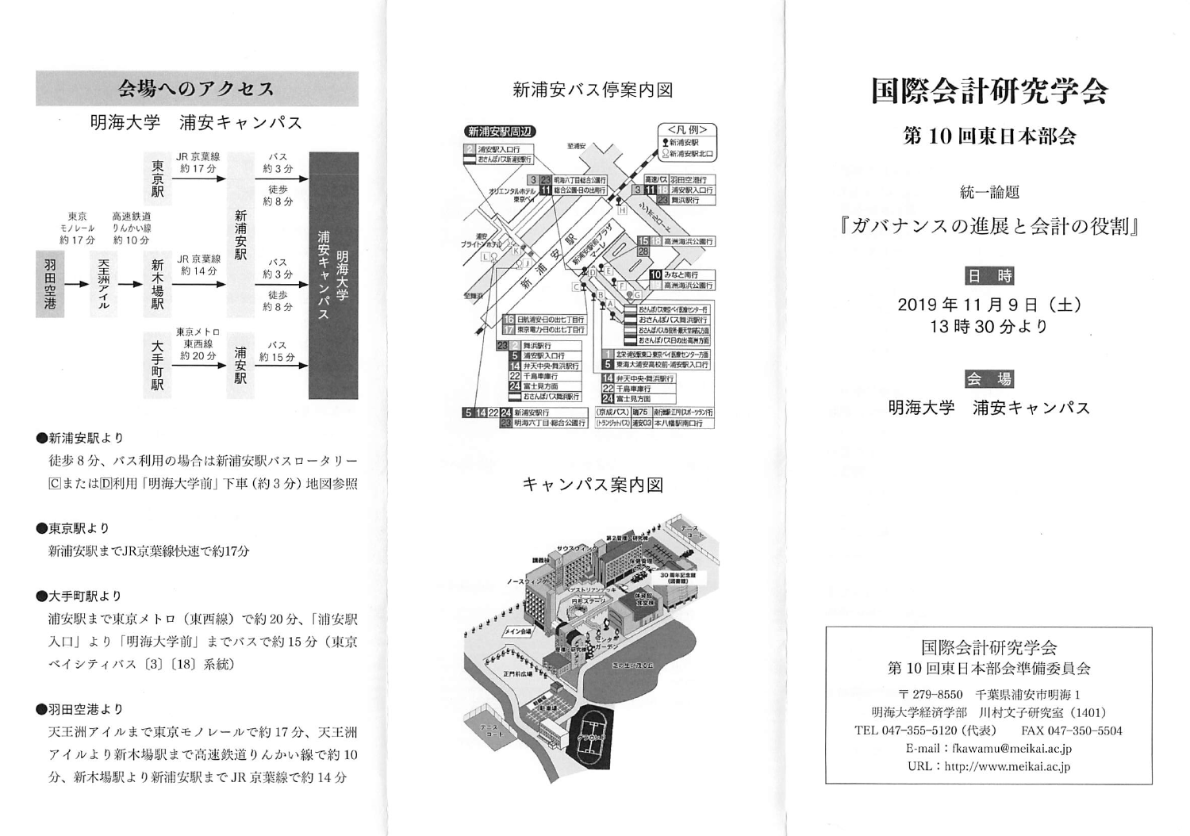# 国際会計研究学会

## 第10回東日本部会

統一論題

『ガバナンスの進展と会計の役割』

**日　時**

2019年11月9日（土）
13時30分より

**会　場**

明海大学　浦安キャンパス

---

国際会計研究学会
第10回東日本部会準備委員会

〒279-8550　千葉県浦安市明海1
明海大学経済学部　川村文子研究室（1401）
TEL 047-355-5120（代表）　FAX 047-350-5504
E-mail：fkawamu@meikai.ac.jp
URL：http://www.meikai.ac.jp

---

## 会場へのアクセス

明海大学　浦安キャンパス

- 東京駅 →（JR京葉線 約17分）→ 新浦安駅 →（バス 約3分／徒歩 約8分）→ 明海大学浦安キャンパス
- 羽田空港 →（東京モノレール 約17分）→ 天王洲アイル →（高速鉄道りんかい線 約10分）→ 新木場駅 →（JR京葉線 約14分）→ 新浦安駅 →（バス 約3分／徒歩 約8分）→ 明海大学浦安キャンパス
- 大手町駅 →（東京メトロ東西線 約20分）→ 浦安駅 →（バス 約15分）→ 明海大学浦安キャンパス

●新浦安駅より

徒歩8分、バス利用の場合は新浦安駅バスロータリーⒸまたはⒹ利用「明海大学前」下車（約3分）地図参照

●東京駅より

新浦安駅までJR京葉線快速で約17分

●大手町駅より

浦安駅まで東京メトロ（東西線）で約20分、「浦安駅入口」より「明海大学前」までバスで約15分（東京ベイシティバス〔3〕〔18〕系統）

●羽田空港より

天王洲アイルまで東京モノレールで約17分、天王洲アイルより新木場駅まで高速鉄道りんかい線で約10分、新木場駅より新浦安駅までJR京葉線で約14分

## 新浦安バス停案内図

## キャンパス案内図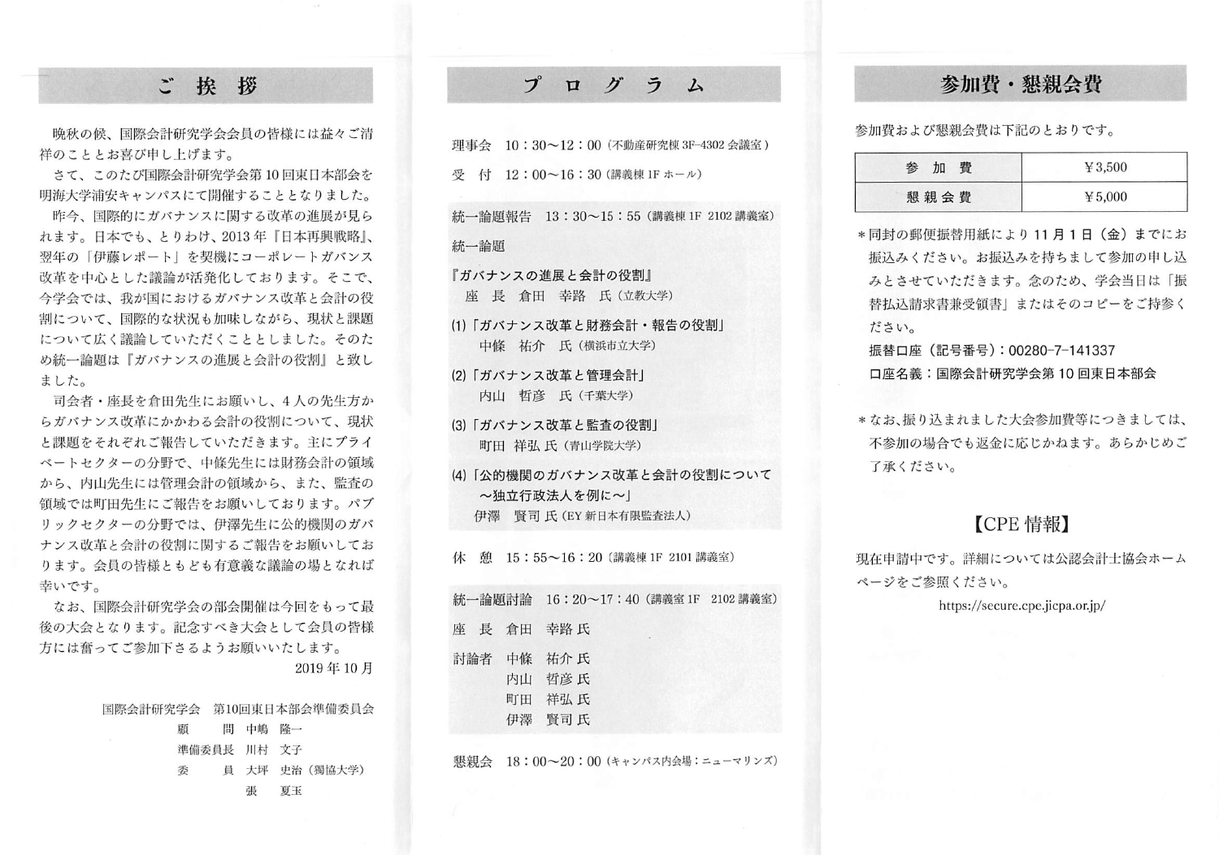## ご挨拶

晩秋の候、国際会計研究学会会員の皆様には益々ご清祥のこととお喜び申し上げます。

さて、このたび国際会計研究学会第10回東日本部会を明海大学浦安キャンパスにて開催することとなりました。

昨今、国際的にガバナンスに関する改革の進展が見られます。日本でも、とりわけ、2013年『日本再興戦略』、翌年の「伊藤レポート」を契機にコーポレートガバンス改革を中心とした議論が活発化しております。そこで、今学会では、我が国におけるガバナンス改革と会計の役割について、国際的な状況も加味しながら、現状と課題について広く議論していただくこととしました。そのため統一論題は『ガバナンスの進展と会計の役割』と致しました。

司会者・座長を倉田先生にお願いし、4人の先生方からガバナンス改革にかかわる会計の役割について、現状と課題をそれぞれご報告していただきます。主にプライベートセクターの分野で、中條先生には財務会計の領域から、内山先生には管理会計の領域から、また、監査の領域では町田先生にご報告をお願いしております。パブリックセクターの分野では、伊澤先生に公的機関のガバナンス改革と会計の役割に関するご報告をお願いしております。会員の皆様ともども有意義な議論の場となれば幸いです。

なお、国際会計研究学会の部会開催は今回をもって最後の大会となります。記念すべき大会として会員の皆様方には奮ってご参加下さるようお願いいたします。

2019年10月

国際会計研究学会　第10回東日本部会準備委員会
顧　　問　中嶋　隆一
準備委員長　川村　文子
委　　員　大坪　史治（獨協大学）
　　　　　張　　夏玉

## プログラム

理事会　10：30～12：00（不動産研究棟 3F-4302 会議室）

受　付　12：00～16：30（講義棟 1F ホール）

統一論題報告　13：30～15：55（講義棟 1F　2102 講義室）

統一論題

『ガバナンスの進展と会計の役割』
座　長　倉田　幸路　氏（立教大学）

(1)「ガバナンス改革と財務会計・報告の役割」
中條　祐介　氏（横浜市立大学）

(2)「ガバナンス改革と管理会計」
内山　哲彦　氏（千葉大学）

(3)「ガバナンス改革と監査の役割」
町田　祥弘 氏（青山学院大学）

(4)「公的機関のガバナンス改革と会計の役割について
～独立行政法人を例に～」
伊澤　賢司 氏（EY 新日本有限監査法人）

休　憩　15：55～16：20（講義棟 1F　2101 講義室）

統一論題討論　16：20～17：40（講義室 1F　2102 講義室）

座　長　倉田　幸路 氏

討論者　中條　祐介 氏
　　　　内山　哲彦 氏
　　　　町田　祥弘 氏
　　　　伊澤　賢司 氏

懇親会　18：00～20：00（キャンパス内会場：ニューマリンズ）

## 参加費・懇親会費

参加費および懇親会費は下記のとおりです。

| | |
|---|---|
| 参　加　費 | ￥3,500 |
| 懇 親 会 費 | ￥5,000 |

＊同封の郵便振替用紙により11月1日（金）までにお振込みください。お振込みを持ちまして参加の申し込みとさせていただきます。念のため、学会当日は「振替払込請求書兼受領書」またはそのコピーをご持参ください。

振替口座（記号番号）：00280-7-141337
口座名義：国際会計研究学会第10回東日本部会

＊なお、振り込まれました大会参加費等につきましては、不参加の場合でも返金に応じかねます。あらかじめご了承ください。

### 【CPE 情報】

現在申請中です。詳細については公認会計士協会ホームページをご参照ください。

https://secure.cpe.jicpa.or.jp/